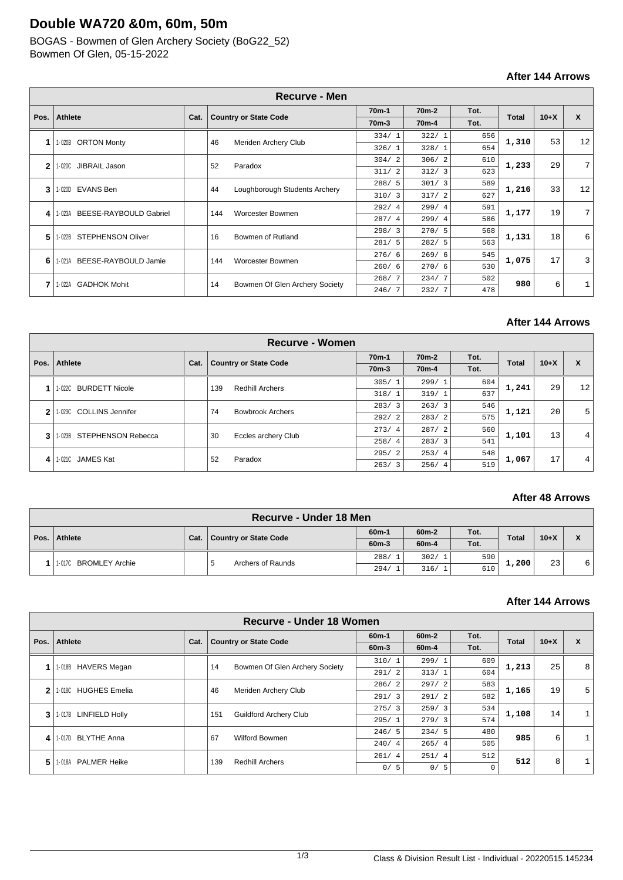# Double WA720 &0m, 60m, 50m

BOGAS - Bowmen of Glen Archery Society (BoG22_52)
Bowmen Of Glen, 05-15-2022

**After 144 Arrows**

| Recurve - Men | | | | | | | | | |
|---|---|---|---|---|---|---|---|---|---|
| Pos. | Athlete | Cat. | Country or State Code | 70m-1 / 70m-3 | 70m-2 / 70m-4 | Tot. | Total | 10+X | X |
| 1 | 1-020B ORTON Monty | | 46 Meriden Archery Club | 334/ 1 | 322/ 1 | 656 | 1,310 | 53 | 12 |
| | | | | 326/ 1 | 328/ 1 | 654 | | | |
| 2 | 1-020C JIBRAIL Jason | | 52 Paradox | 304/ 2 | 306/ 2 | 610 | 1,233 | 29 | 7 |
| | | | | 311/ 2 | 312/ 3 | 623 | | | |
| 3 | 1-020D EVANS Ben | | 44 Loughborough Students Archery | 288/ 5 | 301/ 3 | 589 | 1,216 | 33 | 12 |
| | | | | 310/ 3 | 317/ 2 | 627 | | | |
| 4 | 1-023A BEESE-RAYBOULD Gabriel | | 144 Worcester Bowmen | 292/ 4 | 299/ 4 | 591 | 1,177 | 19 | 7 |
| | | | | 287/ 4 | 299/ 4 | 586 | | | |
| 5 | 1-022B STEPHENSON Oliver | | 16 Bowmen of Rutland | 298/ 3 | 270/ 5 | 568 | 1,131 | 18 | 6 |
| | | | | 281/ 5 | 282/ 5 | 563 | | | |
| 6 | 1-021A BEESE-RAYBOULD Jamie | | 144 Worcester Bowmen | 276/ 6 | 269/ 6 | 545 | 1,075 | 17 | 3 |
| | | | | 260/ 6 | 270/ 6 | 530 | | | |
| 7 | 1-022A GADHOK Mohit | | 14 Bowmen Of Glen Archery Society | 268/ 7 | 234/ 7 | 502 | 980 | 6 | 1 |
| | | | | 246/ 7 | 232/ 7 | 478 | | | |

**After 144 Arrows**

| Recurve - Women | | | | | | | | | |
|---|---|---|---|---|---|---|---|---|---|
| Pos. | Athlete | Cat. | Country or State Code | 70m-1 / 70m-3 | 70m-2 / 70m-4 | Tot. | Total | 10+X | X |
| 1 | 1-022C BURDETT Nicole | | 139 Redhill Archers | 305/ 1 | 299/ 1 | 604 | 1,241 | 29 | 12 |
| | | | | 318/ 1 | 319/ 1 | 637 | | | |
| 2 | 1-023C COLLINS Jennifer | | 74 Bowbrook Archers | 283/ 3 | 263/ 3 | 546 | 1,121 | 20 | 5 |
| | | | | 292/ 2 | 283/ 2 | 575 | | | |
| 3 | 1-023B STEPHENSON Rebecca | | 30 Eccles archery Club | 273/ 4 | 287/ 2 | 560 | 1,101 | 13 | 4 |
| | | | | 258/ 4 | 283/ 3 | 541 | | | |
| 4 | 1-021C JAMES Kat | | 52 Paradox | 295/ 2 | 253/ 4 | 548 | 1,067 | 17 | 4 |
| | | | | 263/ 3 | 256/ 4 | 519 | | | |

**After 48 Arrows**

| Recurve - Under 18 Men | | | | | | | | | |
|---|---|---|---|---|---|---|---|---|---|
| Pos. | Athlete | Cat. | Country or State Code | 60m-1 / 60m-3 | 60m-2 / 60m-4 | Tot. | Total | 10+X | X |
| 1 | 1-017C BROMLEY Archie | | 5 Archers of Raunds | 288/ 1 | 302/ 1 | 590 | 1,200 | 23 | 6 |
| | | | | 294/ 1 | 316/ 1 | 610 | | | |

**After 144 Arrows**

| Recurve - Under 18 Women | | | | | | | | | |
|---|---|---|---|---|---|---|---|---|---|
| Pos. | Athlete | Cat. | Country or State Code | 60m-1 / 60m-3 | 60m-2 / 60m-4 | Tot. | Total | 10+X | X |
| 1 | 1-018B HAVERS Megan | | 14 Bowmen Of Glen Archery Society | 310/ 1 | 299/ 1 | 609 | 1,213 | 25 | 8 |
| | | | | 291/ 2 | 313/ 1 | 604 | | | |
| 2 | 1-018C HUGHES Emelia | | 46 Meriden Archery Club | 286/ 2 | 297/ 2 | 583 | 1,165 | 19 | 5 |
| | | | | 291/ 3 | 291/ 2 | 582 | | | |
| 3 | 1-017B LINFIELD Holly | | 151 Guildford Archery Club | 275/ 3 | 259/ 3 | 534 | 1,108 | 14 | 1 |
| | | | | 295/ 1 | 279/ 3 | 574 | | | |
| 4 | 1-017D BLYTHE Anna | | 67 Wilford Bowmen | 246/ 5 | 234/ 5 | 480 | 985 | 6 | 1 |
| | | | | 240/ 4 | 265/ 4 | 505 | | | |
| 5 | 1-018A PALMER Heike | | 139 Redhill Archers | 261/ 4 | 251/ 4 | 512 | 512 | 8 | 1 |
| | | | | 0/ 5 | 0/ 5 | 0 | | | |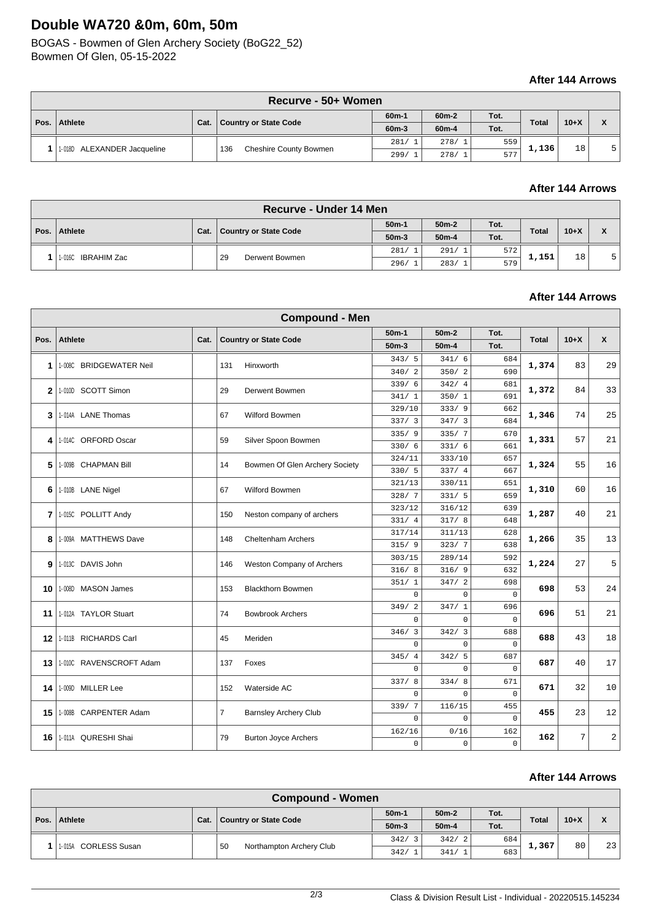# Double WA720 &0m, 60m, 50m

BOGAS - Bowmen of Glen Archery Society (BoG22_52)
Bowmen Of Glen, 05-15-2022

**After 144 Arrows**

| Recurve - 50+ Women | | | | | | | | | |
|---|---|---|---|---|---|---|---|---|---|
| Pos. | Athlete | Cat. | Country or State Code | 60m-1 / 60m-3 | 60m-2 / 60m-4 | Tot. / Tot. | Total | 10+X | X |
| 1 | 1-018D ALEXANDER Jacqueline | | 136 Cheshire County Bowmen | 281/ 1 | 278/ 1 | 559 | 1,136 | 18 | 5 |
| | | | | 299/ 1 | 278/ 1 | 577 | | | |

**After 144 Arrows**

| Recurve - Under 14 Men | | | | | | | | | |
|---|---|---|---|---|---|---|---|---|---|
| Pos. | Athlete | Cat. | Country or State Code | 50m-1 / 50m-3 | 50m-2 / 50m-4 | Tot. / Tot. | Total | 10+X | X |
| 1 | 1-016C IBRAHIM Zac | | 29 Derwent Bowmen | 281/ 1 | 291/ 1 | 572 | 1,151 | 18 | 5 |
| | | | | 296/ 1 | 283/ 1 | 579 | | | |

**After 144 Arrows**

| Compound - Men | | | | | | | | | |
|---|---|---|---|---|---|---|---|---|---|
| Pos. | Athlete | Cat. | Country or State Code | 50m-1 / 50m-3 | 50m-2 / 50m-4 | Tot. / Tot. | Total | 10+X | X |
| 1 | 1-008C BRIDGEWATER Neil | | 131 Hinxworth | 343/ 5 | 341/ 6 | 684 | 1,374 | 83 | 29 |
| | | | | 340/ 2 | 350/ 2 | 690 | | | |
| 2 | 1-010D SCOTT Simon | | 29 Derwent Bowmen | 339/ 6 | 342/ 4 | 681 | 1,372 | 84 | 33 |
| | | | | 341/ 1 | 350/ 1 | 691 | | | |
| 3 | 1-014A LANE Thomas | | 67 Wilford Bowmen | 329/10 | 333/ 9 | 662 | 1,346 | 74 | 25 |
| | | | | 337/ 3 | 347/ 3 | 684 | | | |
| 4 | 1-014C ORFORD Oscar | | 59 Silver Spoon Bowmen | 335/ 9 | 335/ 7 | 670 | 1,331 | 57 | 21 |
| | | | | 330/ 6 | 331/ 6 | 661 | | | |
| 5 | 1-009B CHAPMAN Bill | | 14 Bowmen Of Glen Archery Society | 324/11 | 333/10 | 657 | 1,324 | 55 | 16 |
| | | | | 330/ 5 | 337/ 4 | 667 | | | |
| 6 | 1-010B LANE Nigel | | 67 Wilford Bowmen | 321/13 | 330/11 | 651 | 1,310 | 60 | 16 |
| | | | | 328/ 7 | 331/ 5 | 659 | | | |
| 7 | 1-015C POLLITT Andy | | 150 Neston company of archers | 323/12 | 316/12 | 639 | 1,287 | 40 | 21 |
| | | | | 331/ 4 | 317/ 8 | 648 | | | |
| 8 | 1-009A MATTHEWS Dave | | 148 Cheltenham Archers | 317/14 | 311/13 | 628 | 1,266 | 35 | 13 |
| | | | | 315/ 9 | 323/ 7 | 638 | | | |
| 9 | 1-013C DAVIS John | | 146 Weston Company of Archers | 303/15 | 289/14 | 592 | 1,224 | 27 | 5 |
| | | | | 316/ 8 | 316/ 9 | 632 | | | |
| 10 | 1-008D MASON James | | 153 Blackthorn Bowmen | 351/ 1 | 347/ 2 | 698 | 698 | 53 | 24 |
| | | | | 0 | 0 | 0 | | | |
| 11 | 1-012A TAYLOR Stuart | | 74 Bowbrook Archers | 349/ 2 | 347/ 1 | 696 | 696 | 51 | 21 |
| | | | | 0 | 0 | 0 | | | |
| 12 | 1-011B RICHARDS Carl | | 45 Meriden | 346/ 3 | 342/ 3 | 688 | 688 | 43 | 18 |
| | | | | 0 | 0 | 0 | | | |
| 13 | 1-010C RAVENSCROFT Adam | | 137 Foxes | 345/ 4 | 342/ 5 | 687 | 687 | 40 | 17 |
| | | | | 0 | 0 | 0 | | | |
| 14 | 1-009D MILLER Lee | | 152 Waterside AC | 337/ 8 | 334/ 8 | 671 | 671 | 32 | 10 |
| | | | | 0 | 0 | 0 | | | |
| 15 | 1-008B CARPENTER Adam | | 7 Barnsley Archery Club | 339/ 7 | 116/15 | 455 | 455 | 23 | 12 |
| | | | | 0 | 0 | 0 | | | |
| 16 | 1-011A QURESHI Shai | | 79 Burton Joyce Archers | 162/16 | 0/16 | 162 | 162 | 7 | 2 |
| | | | | 0 | 0 | 0 | | | |

**After 144 Arrows**

| Compound - Women | | | | | | | | | |
|---|---|---|---|---|---|---|---|---|---|
| Pos. | Athlete | Cat. | Country or State Code | 50m-1 / 50m-3 | 50m-2 / 50m-4 | Tot. / Tot. | Total | 10+X | X |
| 1 | 1-015A CORLESS Susan | | 50 Northampton Archery Club | 342/ 3 | 342/ 2 | 684 | 1,367 | 80 | 23 |
| | | | | 342/ 1 | 341/ 1 | 683 | | | |

Class & Division Result List - Individual - 20220515.145234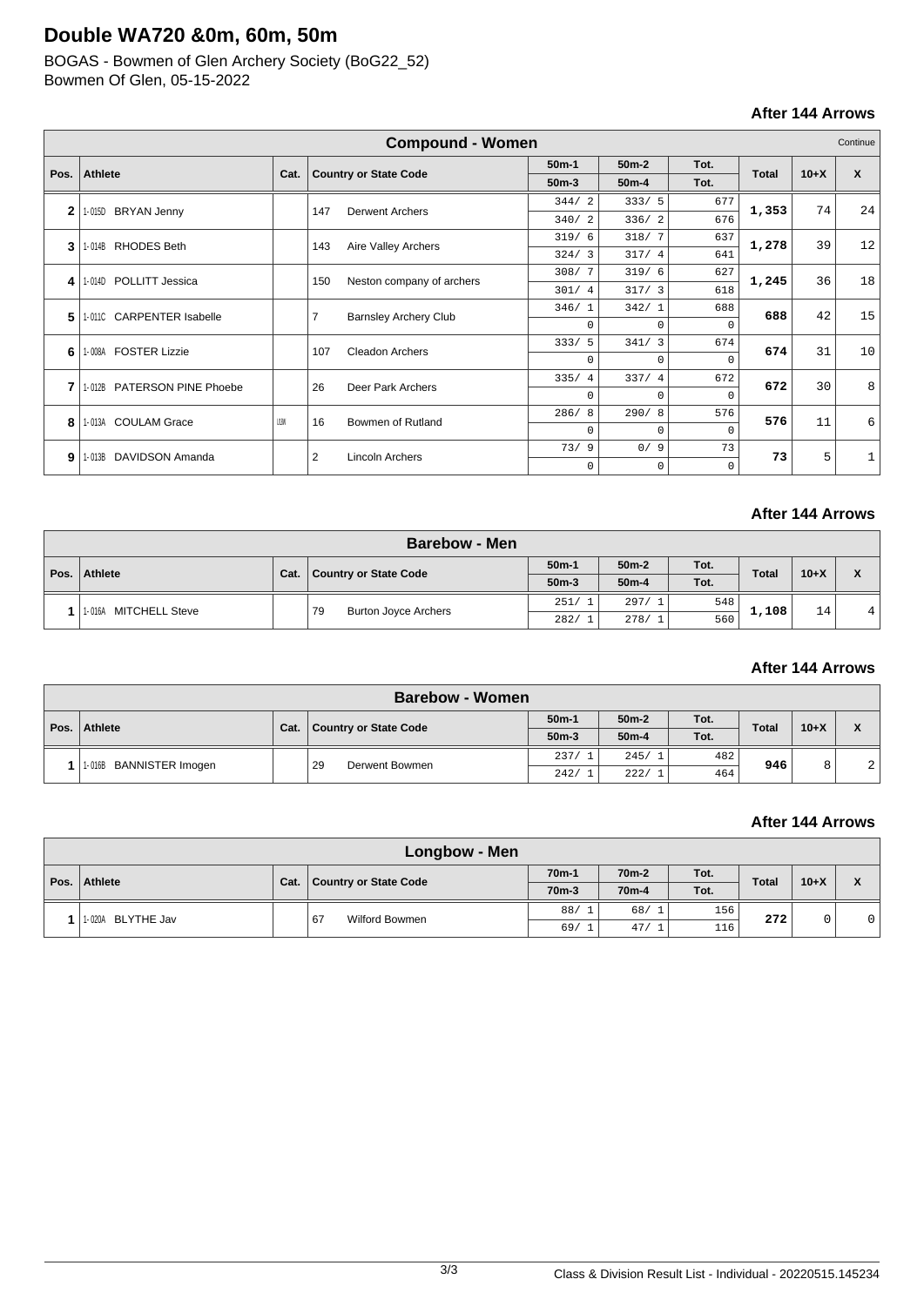# Double WA720 &0m, 60m, 50m

BOGAS - Bowmen of Glen Archery Society (BoG22_52)
Bowmen Of Glen, 05-15-2022

**After 144 Arrows**

| Compound - Women | | | | | | | | | | Continue |
|---|---|---|---|---|---|---|---|---|---|---|
| Pos. | Athlete | Cat. | Country or State Code | | 50m-1 / 50m-3 | 50m-2 / 50m-4 | Tot. | Total | 10+X | X |
| 2 | 1-015D BRYAN Jenny | | 147 | Derwent Archers | 344/ 2<br>340/ 2 | 333/ 5<br>336/ 2 | 677<br>676 | 1,353 | 74 | 24 |
| 3 | 1-014B RHODES Beth | | 143 | Aire Valley Archers | 319/ 6<br>324/ 3 | 318/ 7<br>317/ 4 | 637<br>641 | 1,278 | 39 | 12 |
| 4 | 1-014D POLLITT Jessica | | 150 | Neston company of archers | 308/ 7<br>301/ 4 | 319/ 6<br>317/ 3 | 627<br>618 | 1,245 | 36 | 18 |
| 5 | 1-011C CARPENTER Isabelle | | 7 | Barnsley Archery Club | 346/ 1<br>0 | 342/ 1<br>0 | 688<br>0 | 688 | 42 | 15 |
| 6 | 1-008A FOSTER Lizzie | | 107 | Cleadon Archers | 333/ 5<br>0 | 341/ 3<br>0 | 674<br>0 | 674 | 31 | 10 |
| 7 | 1-012B PATERSON PINE Phoebe | | 26 | Deer Park Archers | 335/ 4<br>0 | 337/ 4<br>0 | 672<br>0 | 672 | 30 | 8 |
| 8 | 1-013A COULAM Grace | U18W | 16 | Bowmen of Rutland | 286/ 8<br>0 | 290/ 8<br>0 | 576<br>0 | 576 | 11 | 6 |
| 9 | 1-013B DAVIDSON Amanda | | 2 | Lincoln Archers | 73/ 9<br>0 | 0/ 9<br>0 | 73<br>0 | 73 | 5 | 1 |

**After 144 Arrows**

| Barebow - Men | | | | | | | | | | |
|---|---|---|---|---|---|---|---|---|---|---|
| Pos. | Athlete | Cat. | Country or State Code | | 50m-1 / 50m-3 | 50m-2 / 50m-4 | Tot. | Total | 10+X | X |
| 1 | 1-016A MITCHELL Steve | | 79 | Burton Joyce Archers | 251/ 1<br>282/ 1 | 297/ 1<br>278/ 1 | 548<br>560 | 1,108 | 14 | 4 |

**After 144 Arrows**

| Barebow - Women | | | | | | | | | | |
|---|---|---|---|---|---|---|---|---|---|---|
| Pos. | Athlete | Cat. | Country or State Code | | 50m-1 / 50m-3 | 50m-2 / 50m-4 | Tot. | Total | 10+X | X |
| 1 | 1-016B BANNISTER Imogen | | 29 | Derwent Bowmen | 237/ 1<br>242/ 1 | 245/ 1<br>222/ 1 | 482<br>464 | 946 | 8 | 2 |

**After 144 Arrows**

| Longbow - Men | | | | | | | | | | |
|---|---|---|---|---|---|---|---|---|---|---|
| Pos. | Athlete | Cat. | Country or State Code | | 70m-1 / 70m-3 | 70m-2 / 70m-4 | Tot. | Total | 10+X | X |
| 1 | 1-020A BLYTHE Jav | | 67 | Wilford Bowmen | 88/ 1<br>69/ 1 | 68/ 1<br>47/ 1 | 156<br>116 | 272 | 0 | 0 |

Class & Division Result List - Individual - 20220515.145234